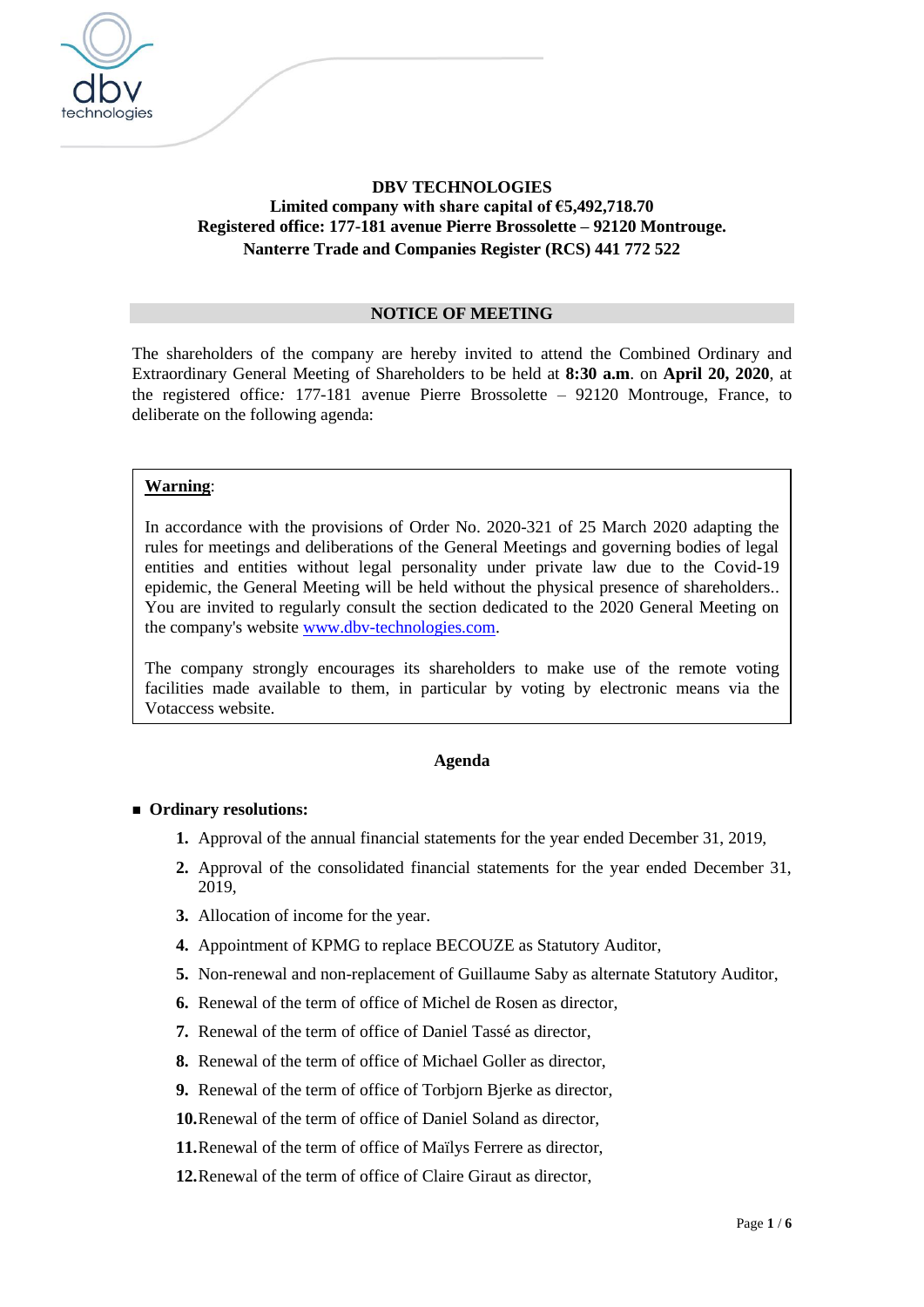**DBV TECHNOLOGIES**
**Limited company with share capital of €5,492,718.70**
**Registered office: 177-181 avenue Pierre Brossolette – 92120 Montrouge.**
**Nanterre Trade and Companies Register (RCS) 441 772 522**

## NOTICE OF MEETING

The shareholders of the company are hereby invited to attend the Combined Ordinary and Extraordinary General Meeting of Shareholders to be held at **8:30 a.m**. on **April 20, 2020**, at the registered office*:* 177-181 avenue Pierre Brossolette – 92120 Montrouge, France, to deliberate on the following agenda:

> **Warning**:
>
> In accordance with the provisions of Order No. 2020-321 of 25 March 2020 adapting the rules for meetings and deliberations of the General Meetings and governing bodies of legal entities and entities without legal personality under private law due to the Covid-19 epidemic, the General Meeting will be held without the physical presence of shareholders.. You are invited to regularly consult the section dedicated to the 2020 General Meeting on the company's website www.dbv-technologies.com.
>
> The company strongly encourages its shareholders to make use of the remote voting facilities made available to them, in particular by voting by electronic means via the Votaccess website.

### Agenda

- **Ordinary resolutions:**

1. Approval of the annual financial statements for the year ended December 31, 2019,
2. Approval of the consolidated financial statements for the year ended December 31, 2019,
3. Allocation of income for the year.
4. Appointment of KPMG to replace BECOUZE as Statutory Auditor,
5. Non-renewal and non-replacement of Guillaume Saby as alternate Statutory Auditor,
6. Renewal of the term of office of Michel de Rosen as director,
7. Renewal of the term of office of Daniel Tassé as director,
8. Renewal of the term of office of Michael Goller as director,
9. Renewal of the term of office of Torbjorn Bjerke as director,
10. Renewal of the term of office of Daniel Soland as director,
11. Renewal of the term of office of Maïlys Ferrere as director,
12. Renewal of the term of office of Claire Giraut as director,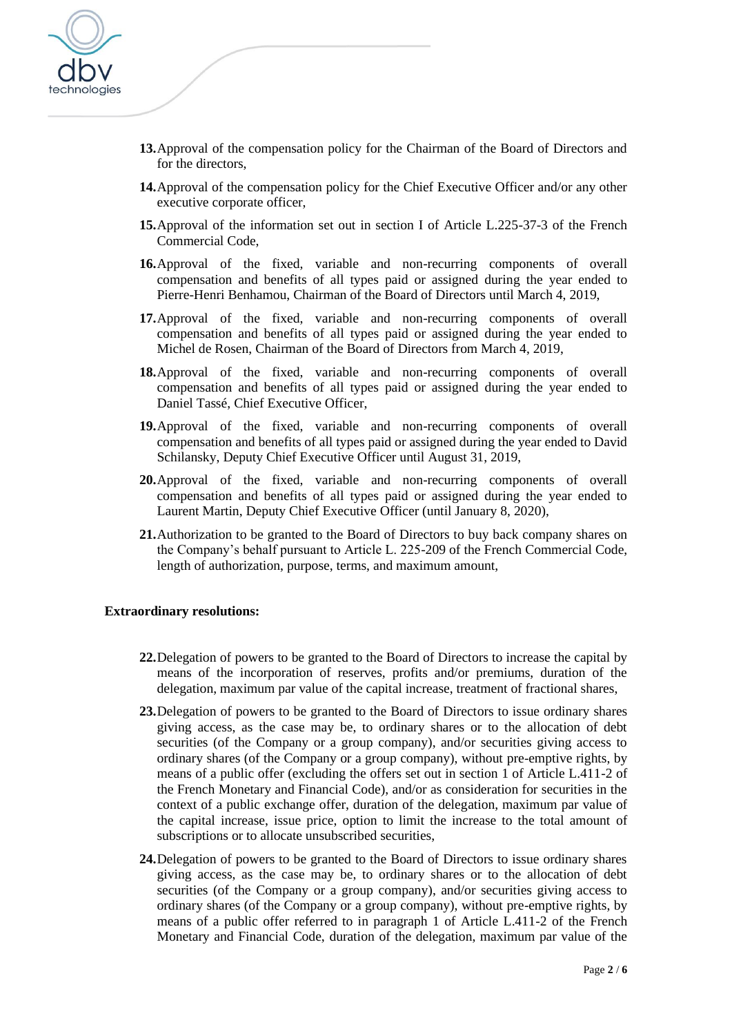13. Approval of the compensation policy for the Chairman of the Board of Directors and for the directors,

14. Approval of the compensation policy for the Chief Executive Officer and/or any other executive corporate officer,

15. Approval of the information set out in section I of Article L.225-37-3 of the French Commercial Code,

16. Approval of the fixed, variable and non-recurring components of overall compensation and benefits of all types paid or assigned during the year ended to Pierre-Henri Benhamou, Chairman of the Board of Directors until March 4, 2019,

17. Approval of the fixed, variable and non-recurring components of overall compensation and benefits of all types paid or assigned during the year ended to Michel de Rosen, Chairman of the Board of Directors from March 4, 2019,

18. Approval of the fixed, variable and non-recurring components of overall compensation and benefits of all types paid or assigned during the year ended to Daniel Tassé, Chief Executive Officer,

19. Approval of the fixed, variable and non-recurring components of overall compensation and benefits of all types paid or assigned during the year ended to David Schilansky, Deputy Chief Executive Officer until August 31, 2019,

20. Approval of the fixed, variable and non-recurring components of overall compensation and benefits of all types paid or assigned during the year ended to Laurent Martin, Deputy Chief Executive Officer (until January 8, 2020),

21. Authorization to be granted to the Board of Directors to buy back company shares on the Company's behalf pursuant to Article L. 225-209 of the French Commercial Code, length of authorization, purpose, terms, and maximum amount,

**Extraordinary resolutions:**

22. Delegation of powers to be granted to the Board of Directors to increase the capital by means of the incorporation of reserves, profits and/or premiums, duration of the delegation, maximum par value of the capital increase, treatment of fractional shares,

23. Delegation of powers to be granted to the Board of Directors to issue ordinary shares giving access, as the case may be, to ordinary shares or to the allocation of debt securities (of the Company or a group company), and/or securities giving access to ordinary shares (of the Company or a group company), without pre-emptive rights, by means of a public offer (excluding the offers set out in section 1 of Article L.411-2 of the French Monetary and Financial Code), and/or as consideration for securities in the context of a public exchange offer, duration of the delegation, maximum par value of the capital increase, issue price, option to limit the increase to the total amount of subscriptions or to allocate unsubscribed securities,

24. Delegation of powers to be granted to the Board of Directors to issue ordinary shares giving access, as the case may be, to ordinary shares or to the allocation of debt securities (of the Company or a group company), and/or securities giving access to ordinary shares (of the Company or a group company), without pre-emptive rights, by means of a public offer referred to in paragraph 1 of Article L.411-2 of the French Monetary and Financial Code, duration of the delegation, maximum par value of the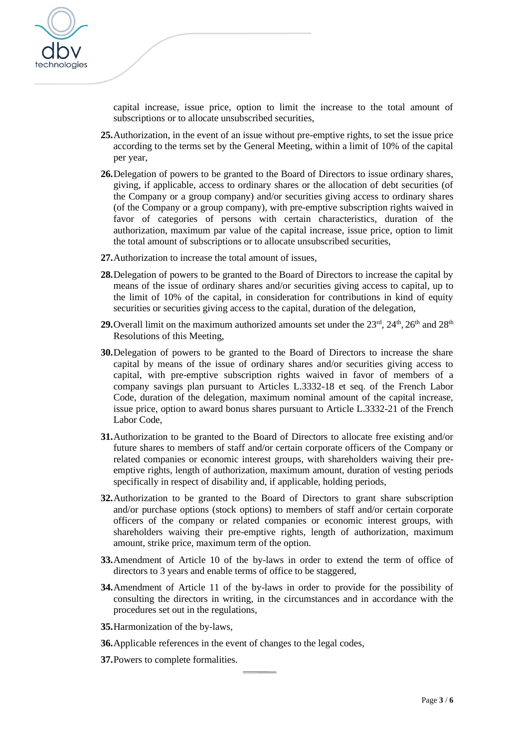capital increase, issue price, option to limit the increase to the total amount of subscriptions or to allocate unsubscribed securities,

25. Authorization, in the event of an issue without pre-emptive rights, to set the issue price according to the terms set by the General Meeting, within a limit of 10% of the capital per year,

26. Delegation of powers to be granted to the Board of Directors to issue ordinary shares, giving, if applicable, access to ordinary shares or the allocation of debt securities (of the Company or a group company) and/or securities giving access to ordinary shares (of the Company or a group company), with pre-emptive subscription rights waived in favor of categories of persons with certain characteristics, duration of the authorization, maximum par value of the capital increase, issue price, option to limit the total amount of subscriptions or to allocate unsubscribed securities,

27. Authorization to increase the total amount of issues,

28. Delegation of powers to be granted to the Board of Directors to increase the capital by means of the issue of ordinary shares and/or securities giving access to capital, up to the limit of 10% of the capital, in consideration for contributions in kind of equity securities or securities giving access to the capital, duration of the delegation,

29. Overall limit on the maximum authorized amounts set under the 23rd, 24th, 26th and 28th Resolutions of this Meeting,

30. Delegation of powers to be granted to the Board of Directors to increase the share capital by means of the issue of ordinary shares and/or securities giving access to capital, with pre-emptive subscription rights waived in favor of members of a company savings plan pursuant to Articles L.3332-18 et seq. of the French Labor Code, duration of the delegation, maximum nominal amount of the capital increase, issue price, option to award bonus shares pursuant to Article L.3332-21 of the French Labor Code,

31. Authorization to be granted to the Board of Directors to allocate free existing and/or future shares to members of staff and/or certain corporate officers of the Company or related companies or economic interest groups, with shareholders waiving their pre-emptive rights, length of authorization, maximum amount, duration of vesting periods specifically in respect of disability and, if applicable, holding periods,

32. Authorization to be granted to the Board of Directors to grant share subscription and/or purchase options (stock options) to members of staff and/or certain corporate officers of the company or related companies or economic interest groups, with shareholders waiving their pre-emptive rights, length of authorization, maximum amount, strike price, maximum term of the option.

33. Amendment of Article 10 of the by-laws in order to extend the term of office of directors to 3 years and enable terms of office to be staggered,

34. Amendment of Article 11 of the by-laws in order to provide for the possibility of consulting the directors in writing, in the circumstances and in accordance with the procedures set out in the regulations,

35. Harmonization of the by-laws,

36. Applicable references in the event of changes to the legal codes,

37. Powers to complete formalities.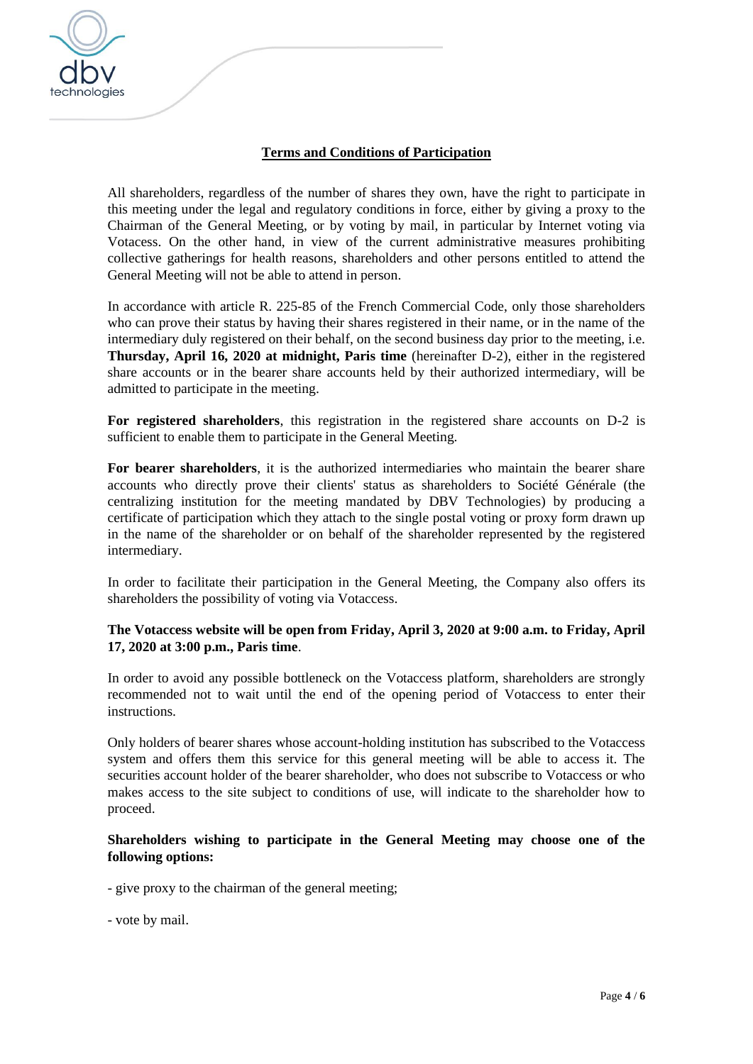## Terms and Conditions of Participation

All shareholders, regardless of the number of shares they own, have the right to participate in this meeting under the legal and regulatory conditions in force, either by giving a proxy to the Chairman of the General Meeting, or by voting by mail, in particular by Internet voting via Votacess. On the other hand, in view of the current administrative measures prohibiting collective gatherings for health reasons, shareholders and other persons entitled to attend the General Meeting will not be able to attend in person.

In accordance with article R. 225-85 of the French Commercial Code, only those shareholders who can prove their status by having their shares registered in their name, or in the name of the intermediary duly registered on their behalf, on the second business day prior to the meeting, i.e. **Thursday, April 16, 2020 at midnight, Paris time** (hereinafter D-2), either in the registered share accounts or in the bearer share accounts held by their authorized intermediary, will be admitted to participate in the meeting.

**For registered shareholders**, this registration in the registered share accounts on D-2 is sufficient to enable them to participate in the General Meeting.

**For bearer shareholders**, it is the authorized intermediaries who maintain the bearer share accounts who directly prove their clients' status as shareholders to Société Générale (the centralizing institution for the meeting mandated by DBV Technologies) by producing a certificate of participation which they attach to the single postal voting or proxy form drawn up in the name of the shareholder or on behalf of the shareholder represented by the registered intermediary.

In order to facilitate their participation in the General Meeting, the Company also offers its shareholders the possibility of voting via Votaccess.

**The Votaccess website will be open from Friday, April 3, 2020 at 9:00 a.m. to Friday, April 17, 2020 at 3:00 p.m., Paris time**.

In order to avoid any possible bottleneck on the Votaccess platform, shareholders are strongly recommended not to wait until the end of the opening period of Votaccess to enter their instructions.

Only holders of bearer shares whose account-holding institution has subscribed to the Votaccess system and offers them this service for this general meeting will be able to access it. The securities account holder of the bearer shareholder, who does not subscribe to Votaccess or who makes access to the site subject to conditions of use, will indicate to the shareholder how to proceed.

**Shareholders wishing to participate in the General Meeting may choose one of the following options:**

- give proxy to the chairman of the general meeting;

- vote by mail.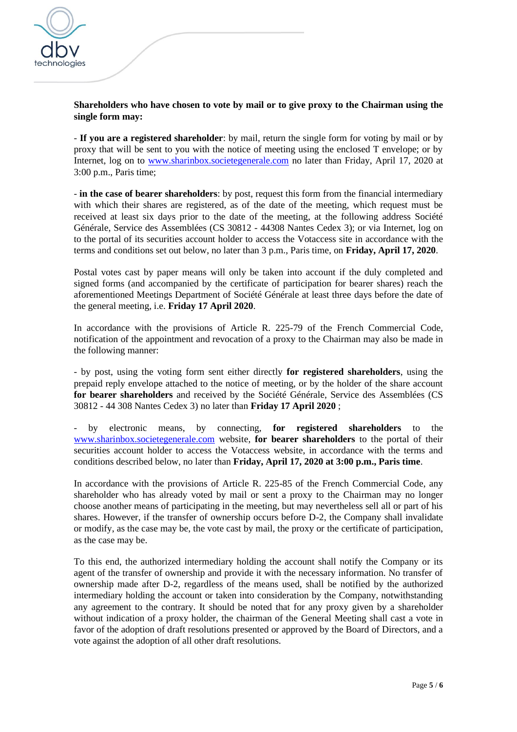**Shareholders who have chosen to vote by mail or to give proxy to the Chairman using the single form may:**

- **If you are a registered shareholder**: by mail, return the single form for voting by mail or by proxy that will be sent to you with the notice of meeting using the enclosed T envelope; or by Internet, log on to www.sharinbox.societegenerale.com no later than Friday, April 17, 2020 at 3:00 p.m., Paris time;

- **in the case of bearer shareholders**: by post, request this form from the financial intermediary with which their shares are registered, as of the date of the meeting, which request must be received at least six days prior to the date of the meeting, at the following address Société Générale, Service des Assemblées (CS 30812 - 44308 Nantes Cedex 3); or via Internet, log on to the portal of its securities account holder to access the Votaccess site in accordance with the terms and conditions set out below, no later than 3 p.m., Paris time, on **Friday, April 17, 2020**.

Postal votes cast by paper means will only be taken into account if the duly completed and signed forms (and accompanied by the certificate of participation for bearer shares) reach the aforementioned Meetings Department of Société Générale at least three days before the date of the general meeting, i.e. **Friday 17 April 2020**.

In accordance with the provisions of Article R. 225-79 of the French Commercial Code, notification of the appointment and revocation of a proxy to the Chairman may also be made in the following manner:

- by post, using the voting form sent either directly **for registered shareholders**, using the prepaid reply envelope attached to the notice of meeting, or by the holder of the share account **for bearer shareholders** and received by the Société Générale, Service des Assemblées (CS 30812 - 44 308 Nantes Cedex 3) no later than **Friday 17 April 2020** ;

- by electronic means, by connecting, **for registered shareholders** to the www.sharinbox.societegenerale.com website, **for bearer shareholders** to the portal of their securities account holder to access the Votaccess website, in accordance with the terms and conditions described below, no later than **Friday, April 17, 2020 at 3:00 p.m., Paris time**.

In accordance with the provisions of Article R. 225-85 of the French Commercial Code, any shareholder who has already voted by mail or sent a proxy to the Chairman may no longer choose another means of participating in the meeting, but may nevertheless sell all or part of his shares. However, if the transfer of ownership occurs before D-2, the Company shall invalidate or modify, as the case may be, the vote cast by mail, the proxy or the certificate of participation, as the case may be.

To this end, the authorized intermediary holding the account shall notify the Company or its agent of the transfer of ownership and provide it with the necessary information. No transfer of ownership made after D-2, regardless of the means used, shall be notified by the authorized intermediary holding the account or taken into consideration by the Company, notwithstanding any agreement to the contrary. It should be noted that for any proxy given by a shareholder without indication of a proxy holder, the chairman of the General Meeting shall cast a vote in favor of the adoption of draft resolutions presented or approved by the Board of Directors, and a vote against the adoption of all other draft resolutions.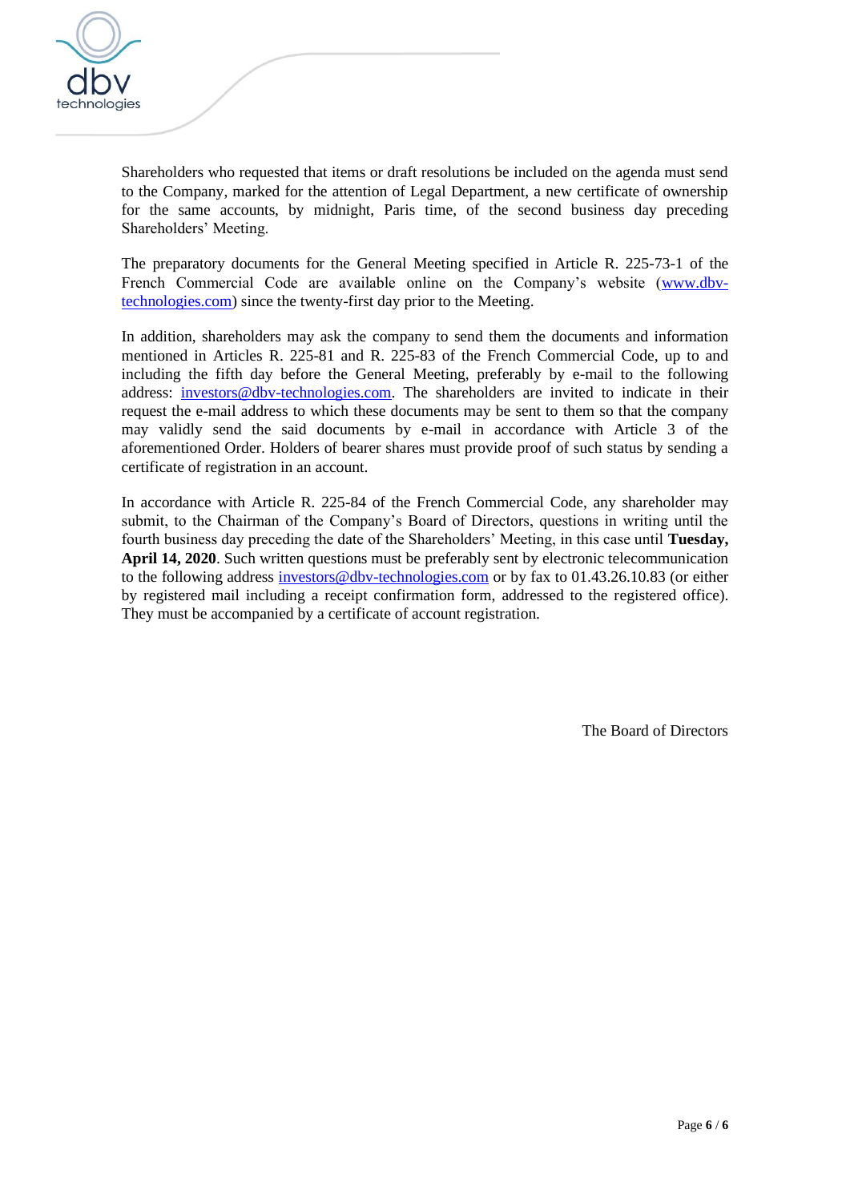Shareholders who requested that items or draft resolutions be included on the agenda must send to the Company, marked for the attention of Legal Department, a new certificate of ownership for the same accounts, by midnight, Paris time, of the second business day preceding Shareholders' Meeting.

The preparatory documents for the General Meeting specified in Article R. 225-73-1 of the French Commercial Code are available online on the Company's website (www.dbv-technologies.com) since the twenty-first day prior to the Meeting.

In addition, shareholders may ask the company to send them the documents and information mentioned in Articles R. 225-81 and R. 225-83 of the French Commercial Code, up to and including the fifth day before the General Meeting, preferably by e-mail to the following address: investors@dbv-technologies.com. The shareholders are invited to indicate in their request the e-mail address to which these documents may be sent to them so that the company may validly send the said documents by e-mail in accordance with Article 3 of the aforementioned Order. Holders of bearer shares must provide proof of such status by sending a certificate of registration in an account.

In accordance with Article R. 225-84 of the French Commercial Code, any shareholder may submit, to the Chairman of the Company's Board of Directors, questions in writing until the fourth business day preceding the date of the Shareholders' Meeting, in this case until **Tuesday, April 14, 2020**. Such written questions must be preferably sent by electronic telecommunication to the following address investors@dbv-technologies.com or by fax to 01.43.26.10.83 (or either by registered mail including a receipt confirmation form, addressed to the registered office). They must be accompanied by a certificate of account registration.

The Board of Directors